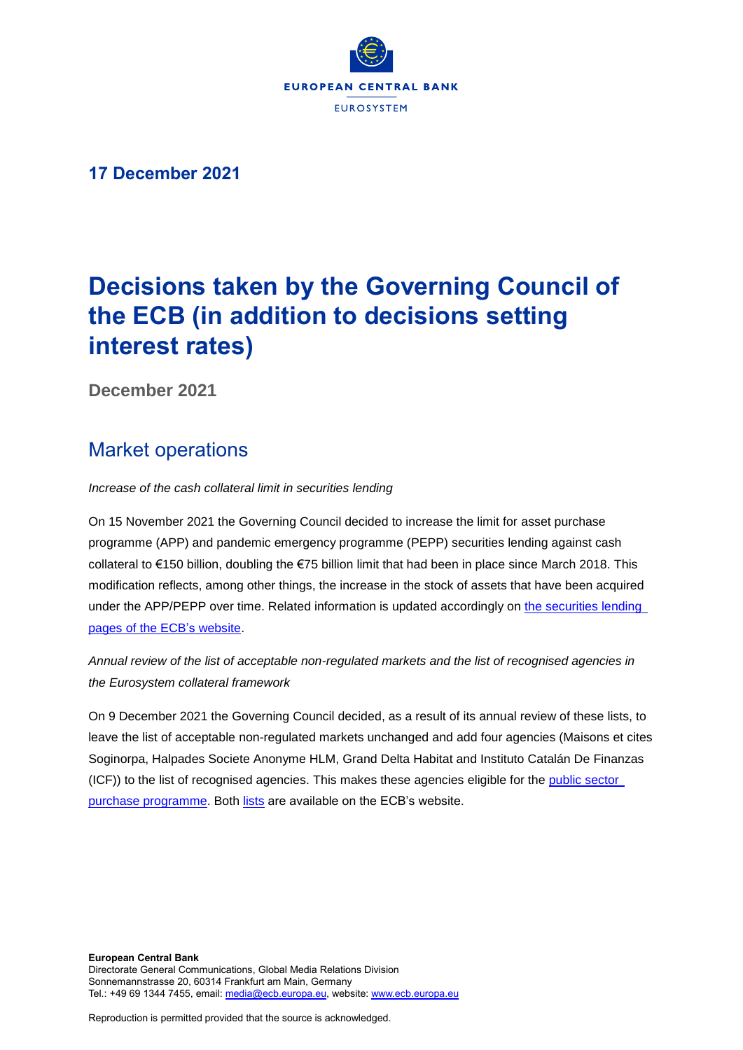EUROPEAN CENTRAL BANK

EUROSYSTEM

**17 December 2021**

# Decisions taken by the Governing Council of the ECB (in addition to decisions setting interest rates)

**December 2021**

## Market operations

*Increase of the cash collateral limit in securities lending*

On 15 November 2021 the Governing Council decided to increase the limit for asset purchase programme (APP) and pandemic emergency programme (PEPP) securities lending against cash collateral to €150 billion, doubling the €75 billion limit that had been in place since March 2018. This modification reflects, among other things, the increase in the stock of assets that have been acquired under the APP/PEPP over time. Related information is updated accordingly on the securities lending pages of the ECB's website.

*Annual review of the list of acceptable non-regulated markets and the list of recognised agencies in the Eurosystem collateral framework*

On 9 December 2021 the Governing Council decided, as a result of its annual review of these lists, to leave the list of acceptable non-regulated markets unchanged and add four agencies (Maisons et cites Soginorpa, Halpades Societe Anonyme HLM, Grand Delta Habitat and Instituto Catalán De Finanzas (ICF)) to the list of recognised agencies. This makes these agencies eligible for the public sector purchase programme. Both lists are available on the ECB's website.

**European Central Bank**
Directorate General Communications, Global Media Relations Division
Sonnemannstrasse 20, 60314 Frankfurt am Main, Germany
Tel.: +49 69 1344 7455, email: media@ecb.europa.eu, website: www.ecb.europa.eu

Reproduction is permitted provided that the source is acknowledged.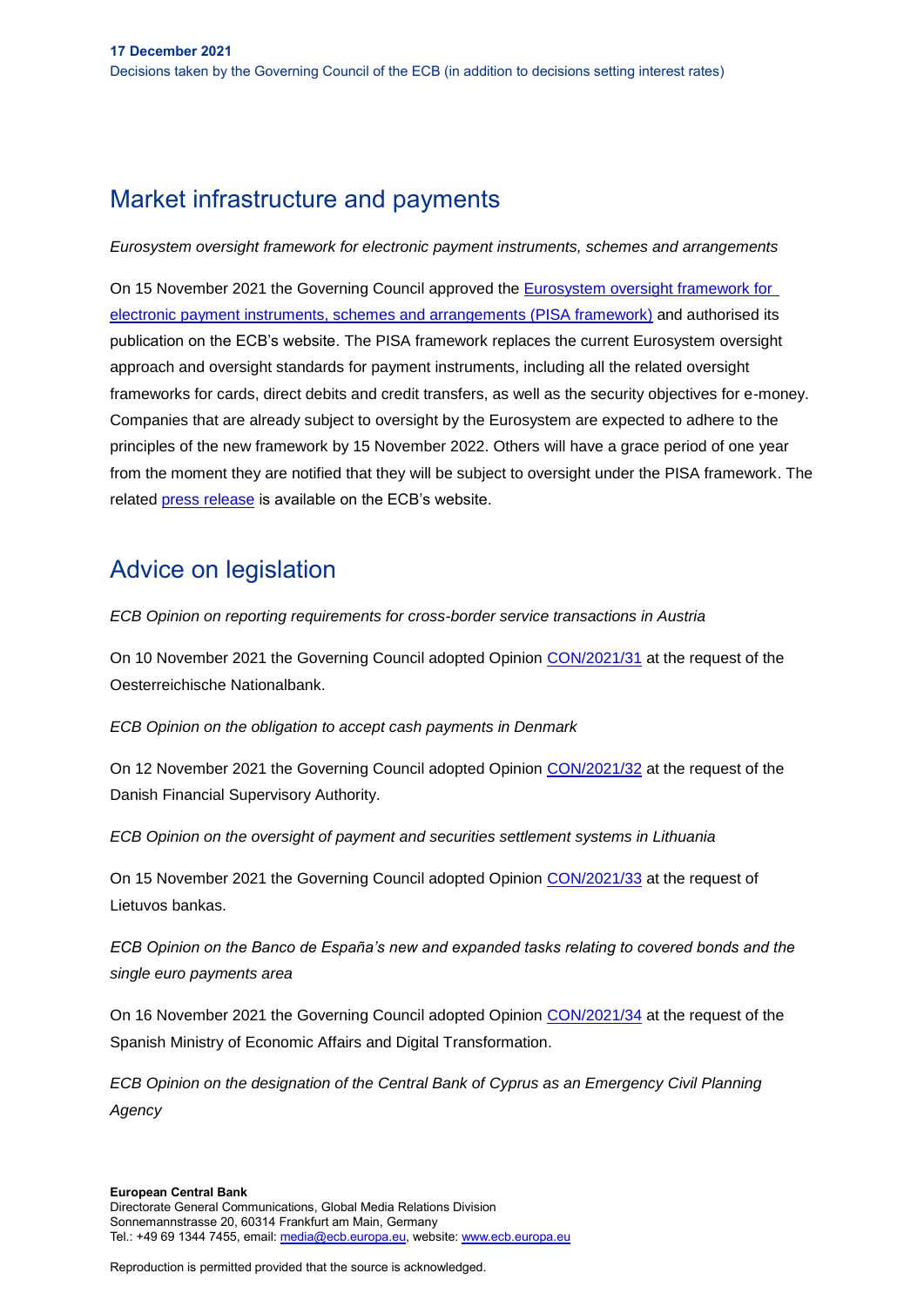## Market infrastructure and payments

*Eurosystem oversight framework for electronic payment instruments, schemes and arrangements*

On 15 November 2021 the Governing Council approved the [Eurosystem oversight framework for electronic payment instruments, schemes and arrangements (PISA framework)]() and authorised its publication on the ECB's website. The PISA framework replaces the current Eurosystem oversight approach and oversight standards for payment instruments, including all the related oversight frameworks for cards, direct debits and credit transfers, as well as the security objectives for e-money. Companies that are already subject to oversight by the Eurosystem are expected to adhere to the principles of the new framework by 15 November 2022. Others will have a grace period of one year from the moment they are notified that they will be subject to oversight under the PISA framework. The related [press release]() is available on the ECB's website.

## Advice on legislation

*ECB Opinion on reporting requirements for cross-border service transactions in Austria*

On 10 November 2021 the Governing Council adopted Opinion [CON/2021/31]() at the request of the Oesterreichische Nationalbank.

*ECB Opinion on the obligation to accept cash payments in Denmark*

On 12 November 2021 the Governing Council adopted Opinion [CON/2021/32]() at the request of the Danish Financial Supervisory Authority.

*ECB Opinion on the oversight of payment and securities settlement systems in Lithuania*

On 15 November 2021 the Governing Council adopted Opinion [CON/2021/33]() at the request of Lietuvos bankas.

*ECB Opinion on the Banco de España's new and expanded tasks relating to covered bonds and the single euro payments area*

On 16 November 2021 the Governing Council adopted Opinion [CON/2021/34]() at the request of the Spanish Ministry of Economic Affairs and Digital Transformation.

*ECB Opinion on the designation of the Central Bank of Cyprus as an Emergency Civil Planning Agency*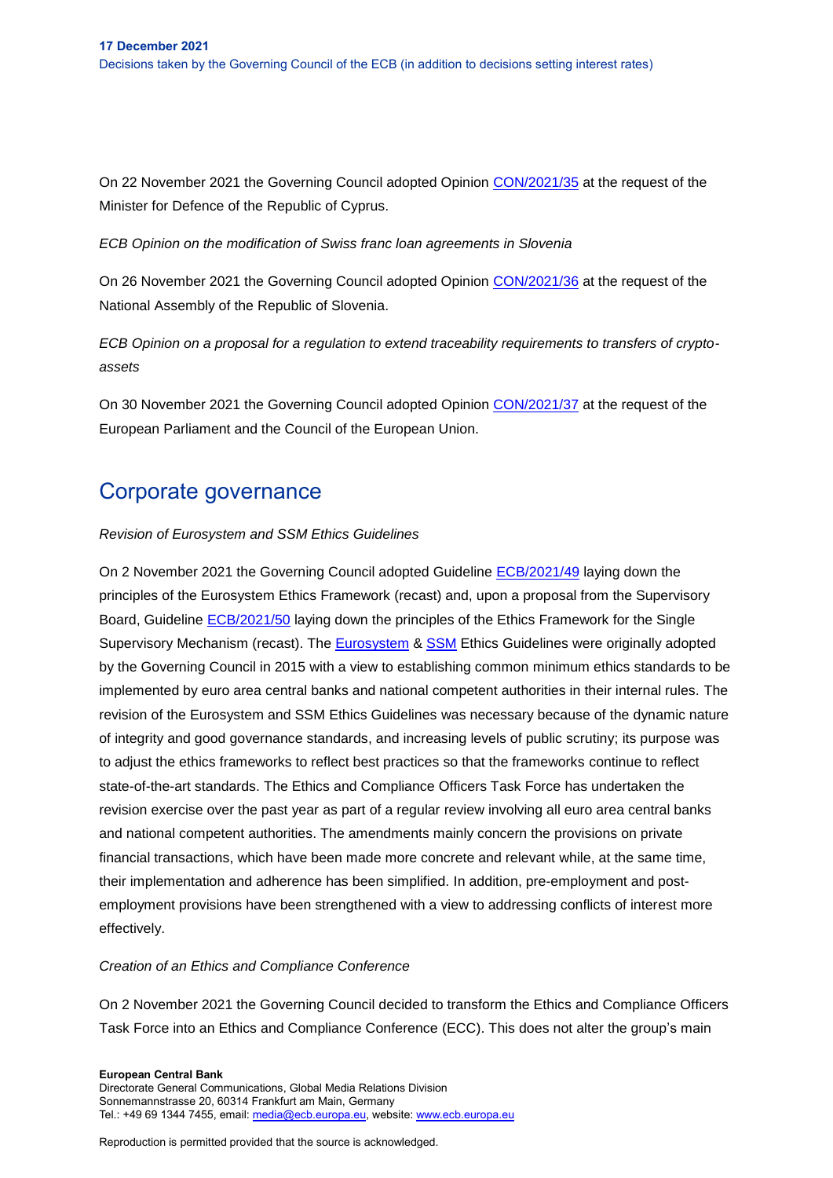On 22 November 2021 the Governing Council adopted Opinion [CON/2021/35](#) at the request of the Minister for Defence of the Republic of Cyprus.

*ECB Opinion on the modification of Swiss franc loan agreements in Slovenia*

On 26 November 2021 the Governing Council adopted Opinion [CON/2021/36](#) at the request of the National Assembly of the Republic of Slovenia.

*ECB Opinion on a proposal for a regulation to extend traceability requirements to transfers of crypto-assets*

On 30 November 2021 the Governing Council adopted Opinion [CON/2021/37](#) at the request of the European Parliament and the Council of the European Union.

## Corporate governance

*Revision of Eurosystem and SSM Ethics Guidelines*

On 2 November 2021 the Governing Council adopted Guideline [ECB/2021/49](#) laying down the principles of the Eurosystem Ethics Framework (recast) and, upon a proposal from the Supervisory Board, Guideline [ECB/2021/50](#) laying down the principles of the Ethics Framework for the Single Supervisory Mechanism (recast). The [Eurosystem](#) & [SSM](#) Ethics Guidelines were originally adopted by the Governing Council in 2015 with a view to establishing common minimum ethics standards to be implemented by euro area central banks and national competent authorities in their internal rules. The revision of the Eurosystem and SSM Ethics Guidelines was necessary because of the dynamic nature of integrity and good governance standards, and increasing levels of public scrutiny; its purpose was to adjust the ethics frameworks to reflect best practices so that the frameworks continue to reflect state-of-the-art standards. The Ethics and Compliance Officers Task Force has undertaken the revision exercise over the past year as part of a regular review involving all euro area central banks and national competent authorities. The amendments mainly concern the provisions on private financial transactions, which have been made more concrete and relevant while, at the same time, their implementation and adherence has been simplified. In addition, pre-employment and post-employment provisions have been strengthened with a view to addressing conflicts of interest more effectively.

*Creation of an Ethics and Compliance Conference*

On 2 November 2021 the Governing Council decided to transform the Ethics and Compliance Officers Task Force into an Ethics and Compliance Conference (ECC). This does not alter the group's main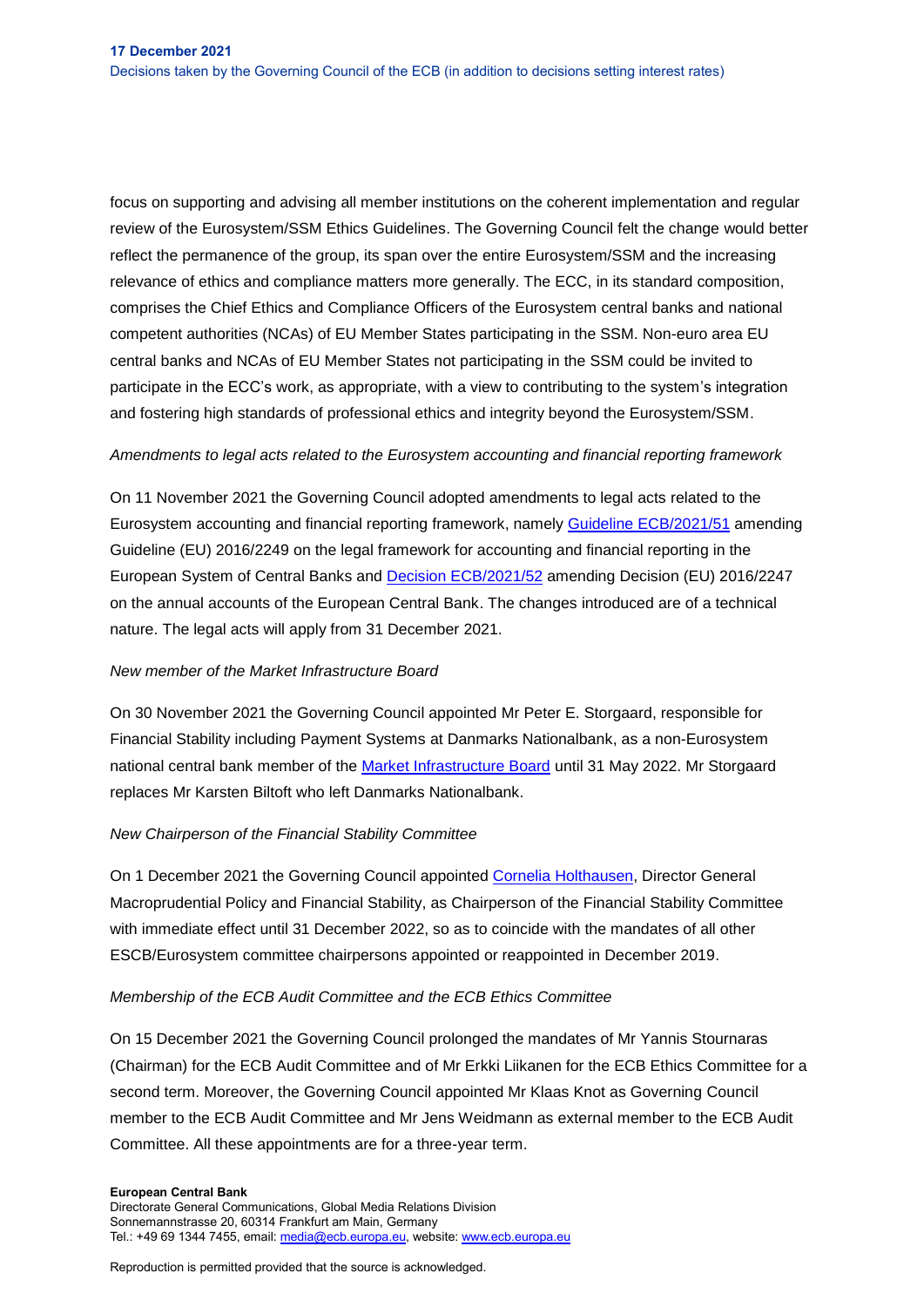focus on supporting and advising all member institutions on the coherent implementation and regular review of the Eurosystem/SSM Ethics Guidelines. The Governing Council felt the change would better reflect the permanence of the group, its span over the entire Eurosystem/SSM and the increasing relevance of ethics and compliance matters more generally. The ECC, in its standard composition, comprises the Chief Ethics and Compliance Officers of the Eurosystem central banks and national competent authorities (NCAs) of EU Member States participating in the SSM. Non-euro area EU central banks and NCAs of EU Member States not participating in the SSM could be invited to participate in the ECC's work, as appropriate, with a view to contributing to the system's integration and fostering high standards of professional ethics and integrity beyond the Eurosystem/SSM.

*Amendments to legal acts related to the Eurosystem accounting and financial reporting framework*

On 11 November 2021 the Governing Council adopted amendments to legal acts related to the Eurosystem accounting and financial reporting framework, namely Guideline ECB/2021/51 amending Guideline (EU) 2016/2249 on the legal framework for accounting and financial reporting in the European System of Central Banks and Decision ECB/2021/52 amending Decision (EU) 2016/2247 on the annual accounts of the European Central Bank. The changes introduced are of a technical nature. The legal acts will apply from 31 December 2021.

*New member of the Market Infrastructure Board*

On 30 November 2021 the Governing Council appointed Mr Peter E. Storgaard, responsible for Financial Stability including Payment Systems at Danmarks Nationalbank, as a non-Eurosystem national central bank member of the Market Infrastructure Board until 31 May 2022. Mr Storgaard replaces Mr Karsten Biltoft who left Danmarks Nationalbank.

*New Chairperson of the Financial Stability Committee*

On 1 December 2021 the Governing Council appointed Cornelia Holthausen, Director General Macroprudential Policy and Financial Stability, as Chairperson of the Financial Stability Committee with immediate effect until 31 December 2022, so as to coincide with the mandates of all other ESCB/Eurosystem committee chairpersons appointed or reappointed in December 2019.

*Membership of the ECB Audit Committee and the ECB Ethics Committee*

On 15 December 2021 the Governing Council prolonged the mandates of Mr Yannis Stournaras (Chairman) for the ECB Audit Committee and of Mr Erkki Liikanen for the ECB Ethics Committee for a second term. Moreover, the Governing Council appointed Mr Klaas Knot as Governing Council member to the ECB Audit Committee and Mr Jens Weidmann as external member to the ECB Audit Committee. All these appointments are for a three-year term.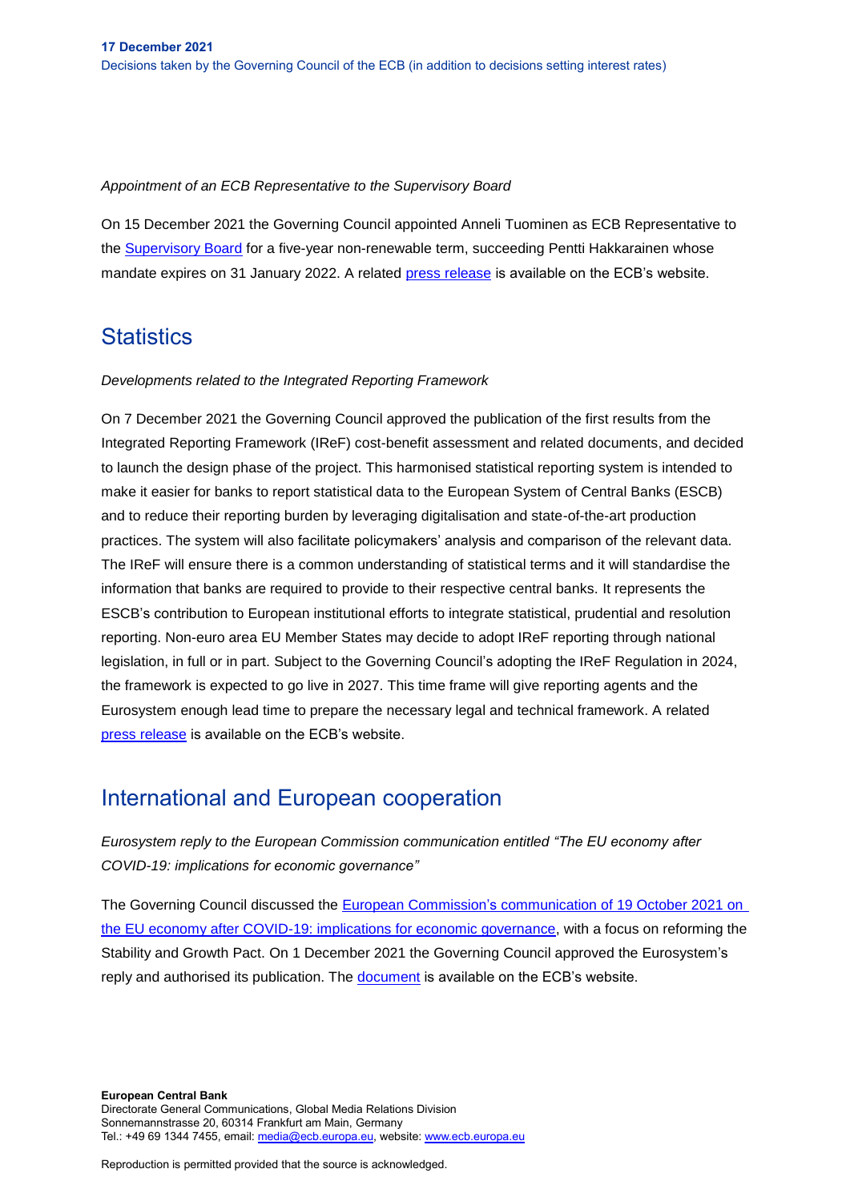*Appointment of an ECB Representative to the Supervisory Board*

On 15 December 2021 the Governing Council appointed Anneli Tuominen as ECB Representative to the Supervisory Board for a five-year non-renewable term, succeeding Pentti Hakkarainen whose mandate expires on 31 January 2022. A related press release is available on the ECB's website.

## Statistics

*Developments related to the Integrated Reporting Framework*

On 7 December 2021 the Governing Council approved the publication of the first results from the Integrated Reporting Framework (IReF) cost-benefit assessment and related documents, and decided to launch the design phase of the project. This harmonised statistical reporting system is intended to make it easier for banks to report statistical data to the European System of Central Banks (ESCB) and to reduce their reporting burden by leveraging digitalisation and state-of-the-art production practices. The system will also facilitate policymakers' analysis and comparison of the relevant data. The IReF will ensure there is a common understanding of statistical terms and it will standardise the information that banks are required to provide to their respective central banks. It represents the ESCB's contribution to European institutional efforts to integrate statistical, prudential and resolution reporting. Non-euro area EU Member States may decide to adopt IReF reporting through national legislation, in full or in part. Subject to the Governing Council's adopting the IReF Regulation in 2024, the framework is expected to go live in 2027. This time frame will give reporting agents and the Eurosystem enough lead time to prepare the necessary legal and technical framework. A related press release is available on the ECB's website.

## International and European cooperation

*Eurosystem reply to the European Commission communication entitled "The EU economy after COVID-19: implications for economic governance"*

The Governing Council discussed the European Commission's communication of 19 October 2021 on the EU economy after COVID-19: implications for economic governance, with a focus on reforming the Stability and Growth Pact. On 1 December 2021 the Governing Council approved the Eurosystem's reply and authorised its publication. The document is available on the ECB's website.

**European Central Bank**
Directorate General Communications, Global Media Relations Division
Sonnemannstrasse 20, 60314 Frankfurt am Main, Germany
Tel.: +49 69 1344 7455, email: media@ecb.europa.eu, website: www.ecb.europa.eu

Reproduction is permitted provided that the source is acknowledged.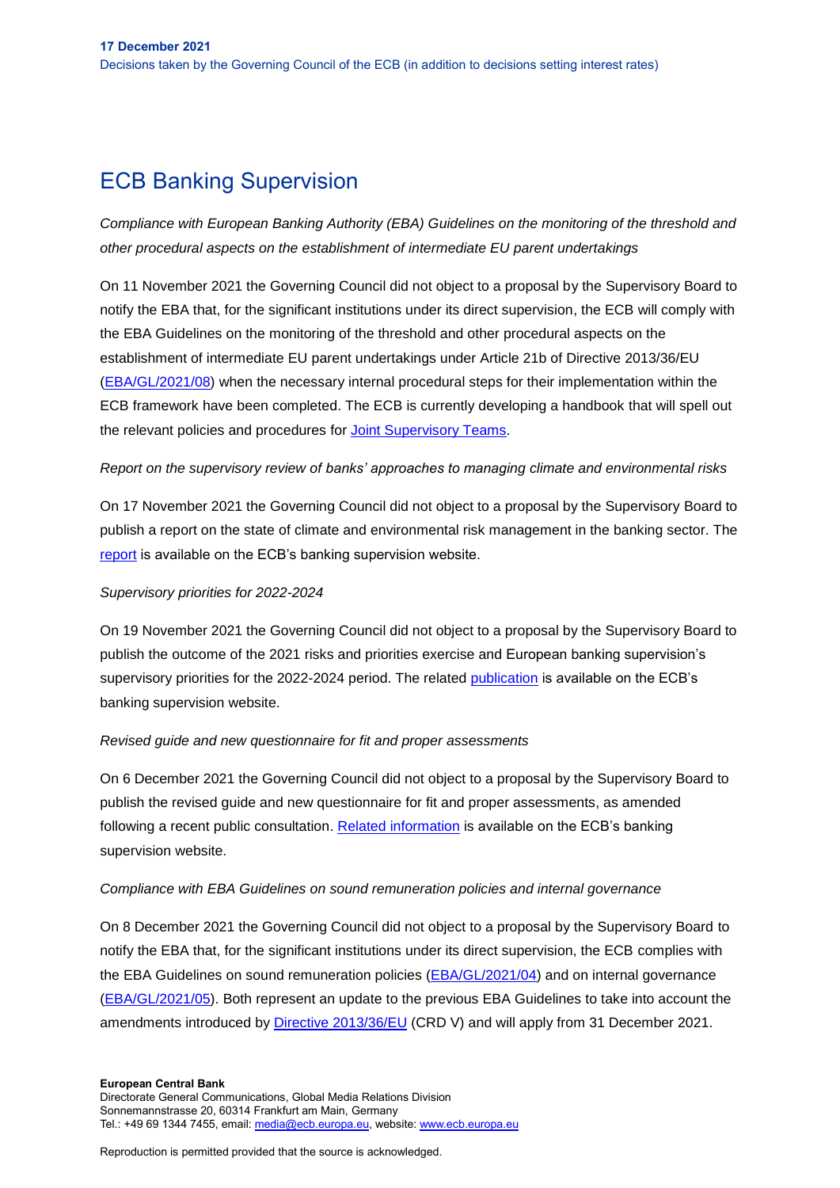# ECB Banking Supervision

*Compliance with European Banking Authority (EBA) Guidelines on the monitoring of the threshold and other procedural aspects on the establishment of intermediate EU parent undertakings*

On 11 November 2021 the Governing Council did not object to a proposal by the Supervisory Board to notify the EBA that, for the significant institutions under its direct supervision, the ECB will comply with the EBA Guidelines on the monitoring of the threshold and other procedural aspects on the establishment of intermediate EU parent undertakings under Article 21b of Directive 2013/36/EU (EBA/GL/2021/08) when the necessary internal procedural steps for their implementation within the ECB framework have been completed. The ECB is currently developing a handbook that will spell out the relevant policies and procedures for Joint Supervisory Teams.

*Report on the supervisory review of banks' approaches to managing climate and environmental risks*

On 17 November 2021 the Governing Council did not object to a proposal by the Supervisory Board to publish a report on the state of climate and environmental risk management in the banking sector. The report is available on the ECB's banking supervision website.

*Supervisory priorities for 2022-2024*

On 19 November 2021 the Governing Council did not object to a proposal by the Supervisory Board to publish the outcome of the 2021 risks and priorities exercise and European banking supervision's supervisory priorities for the 2022-2024 period. The related publication is available on the ECB's banking supervision website.

*Revised guide and new questionnaire for fit and proper assessments*

On 6 December 2021 the Governing Council did not object to a proposal by the Supervisory Board to publish the revised guide and new questionnaire for fit and proper assessments, as amended following a recent public consultation. Related information is available on the ECB's banking supervision website.

*Compliance with EBA Guidelines on sound remuneration policies and internal governance*

On 8 December 2021 the Governing Council did not object to a proposal by the Supervisory Board to notify the EBA that, for the significant institutions under its direct supervision, the ECB complies with the EBA Guidelines on sound remuneration policies (EBA/GL/2021/04) and on internal governance (EBA/GL/2021/05). Both represent an update to the previous EBA Guidelines to take into account the amendments introduced by Directive 2013/36/EU (CRD V) and will apply from 31 December 2021.

**European Central Bank**
Directorate General Communications, Global Media Relations Division
Sonnemannstrasse 20, 60314 Frankfurt am Main, Germany
Tel.: +49 69 1344 7455, email: media@ecb.europa.eu, website: www.ecb.europa.eu

Reproduction is permitted provided that the source is acknowledged.